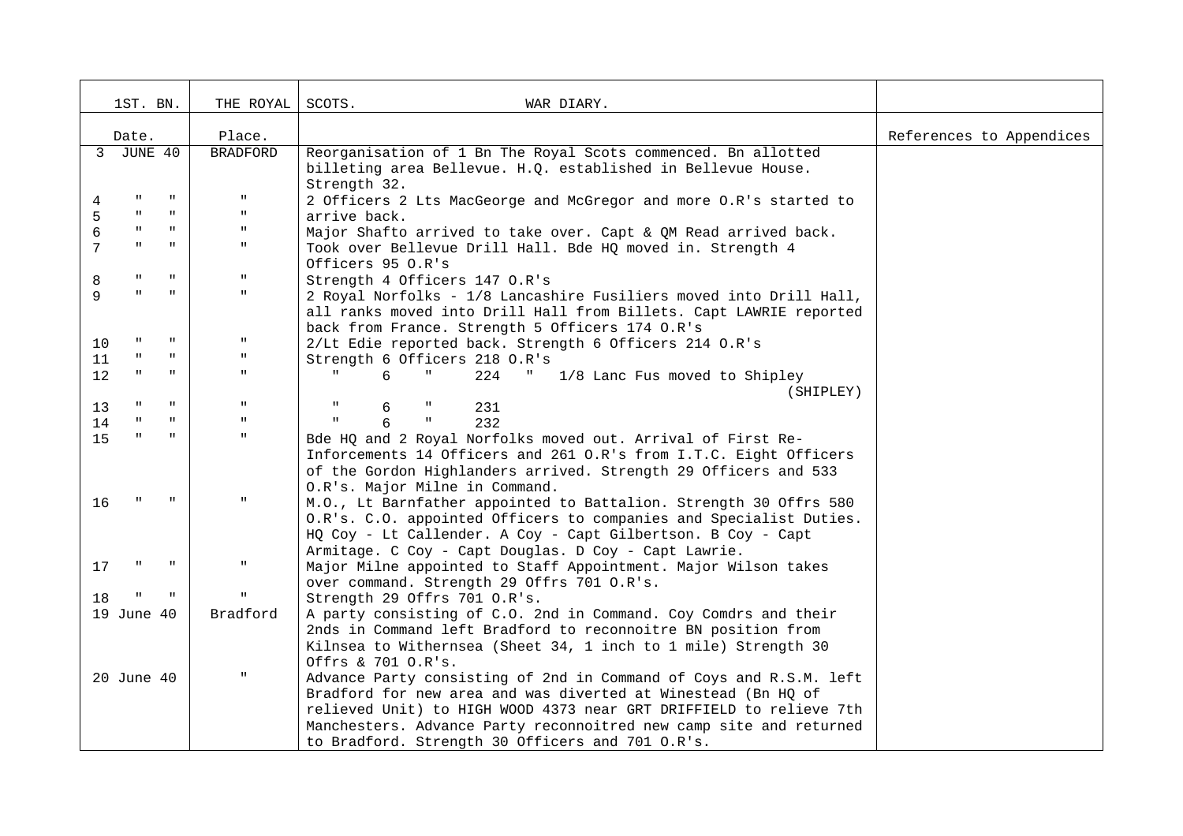| 1ST. BN. | THE ROYAL | SCOTS. WAR DIARY. | |
|---|---|---|---|
| Date. | Place. | | References to Appendices |
| 3 JUNE 40 | BRADFORD | Reorganisation of 1 Bn The Royal Scots commenced. Bn allotted billeting area Bellevue. H.Q. established in Bellevue House. Strength 32. | |
| 4 " " | " | 2 Officers 2 Lts MacGeorge and McGregor and more O.R's started to | |
| 5 " " | " | arrive back. | |
| 6 " " | " | Major Shafto arrived to take over. Capt & QM Read arrived back. | |
| 7 " " | " | Took over Bellevue Drill Hall. Bde HQ moved in. Strength 4 Officers 95 O.R's | |
| 8 " " | " | Strength 4 Officers 147 O.R's | |
| 9 " " | " | 2 Royal Norfolks - 1/8 Lancashire Fusiliers moved into Drill Hall, all ranks moved into Drill Hall from Billets. Capt LAWRIE reported back from France. Strength 5 Officers 174 O.R's | |
| 10 " " | " | 2/Lt Edie reported back. Strength 6 Officers 214 O.R's | |
| 11 " " | " | Strength 6 Officers 218 O.R's | |
| 12 " " | " | " 6 " 224 " 1/8 Lanc Fus moved to Shipley (SHIPLEY) | |
| 13 " " | " | " 6 " 231 | |
| 14 " " | " | " 6 " 232 | |
| 15 " " | " | Bde HQ and 2 Royal Norfolks moved out. Arrival of First Re-Inforcements 14 Officers and 261 O.R's from I.T.C. Eight Officers of the Gordon Highlanders arrived. Strength 29 Officers and 533 O.R's. Major Milne in Command. | |
| 16 " " | " | M.O., Lt Barnfather appointed to Battalion. Strength 30 Offrs 580 O.R's. C.O. appointed Officers to companies and Specialist Duties. HQ Coy - Lt Callender. A Coy - Capt Gilbertson. B Coy - Capt Armitage. C Coy - Capt Douglas. D Coy - Capt Lawrie. | |
| 17 " " | " | Major Milne appointed to Staff Appointment. Major Wilson takes over command. Strength 29 Offrs 701 O.R's. | |
| 18 " " | " | Strength 29 Offrs 701 O.R's. | |
| 19 June 40 | Bradford | A party consisting of C.O. 2nd in Command. Coy Comdrs and their 2nds in Command left Bradford to reconnoitre BN position from Kilnsea to Withernsea (Sheet 34, 1 inch to 1 mile) Strength 30 Offrs & 701 O.R's. | |
| 20 June 40 | " | Advance Party consisting of 2nd in Command of Coys and R.S.M. left Bradford for new area and was diverted at Winestead (Bn HQ of relieved Unit) to HIGH WOOD 4373 near GRT DRIFFIELD to relieve 7th Manchesters. Advance Party reconnoitred new camp site and returned to Bradford. Strength 30 Officers and 701 O.R's. | |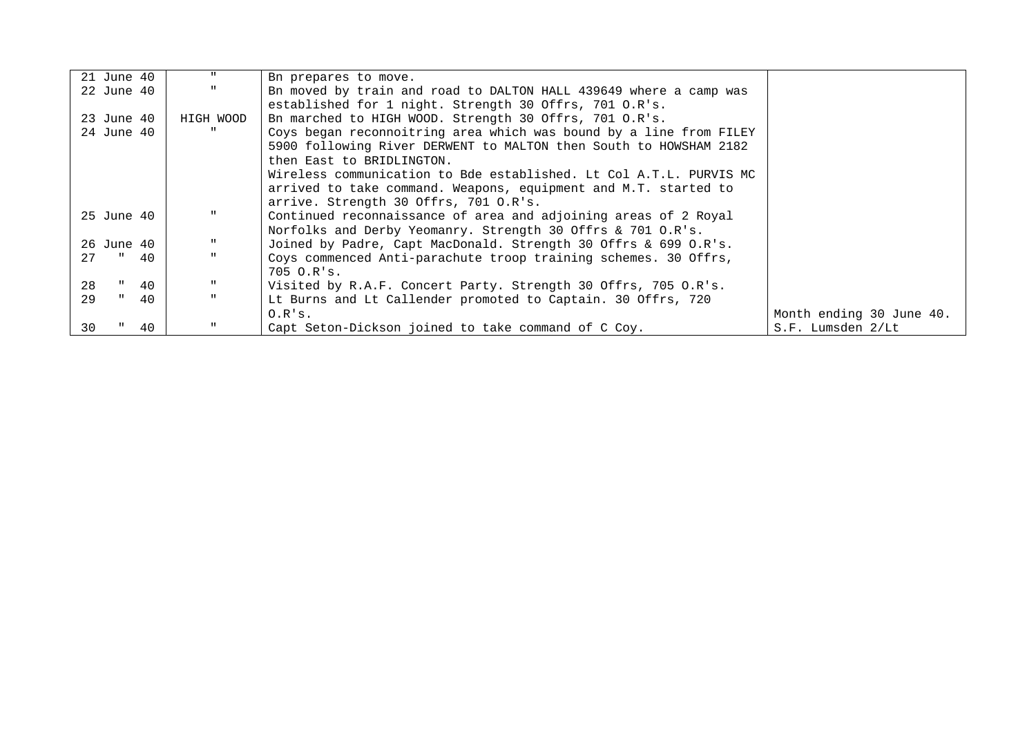| | | | |
|---|---|---|---|
| 21 June 40 | " | Bn prepares to move. | |
| 22 June 40 | " | Bn moved by train and road to DALTON HALL 439649 where a camp was established for 1 night. Strength 30 Offrs, 701 O.R's. | |
| 23 June 40 | HIGH WOOD | Bn marched to HIGH WOOD. Strength 30 Offrs, 701 O.R's. | |
| 24 June 40 | " | Coys began reconnoitring area which was bound by a line from FILEY 5900 following River DERWENT to MALTON then South to HOWSHAM 2182 then East to BRIDLINGTON.<br>Wireless communication to Bde established. Lt Col A.T.L. PURVIS MC arrived to take command. Weapons, equipment and M.T. started to arrive. Strength 30 Offrs, 701 O.R's. | |
| 25 June 40 | " | Continued reconnaissance of area and adjoining areas of 2 Royal Norfolks and Derby Yeomanry. Strength 30 Offrs & 701 O.R's. | |
| 26 June 40 | " | Joined by Padre, Capt MacDonald. Strength 30 Offrs & 699 O.R's. | |
| 27 " 40 | " | Coys commenced Anti-parachute troop training schemes. 30 Offrs, 705 O.R's. | |
| 28 " 40 | " | Visited by R.A.F. Concert Party. Strength 30 Offrs, 705 O.R's. | |
| 29 " 40 | " | Lt Burns and Lt Callender promoted to Captain. 30 Offrs, 720 O.R's. | Month ending 30 June 40. |
| 30 " 40 | " | Capt Seton-Dickson joined to take command of C Coy. | S.F. Lumsden 2/Lt |